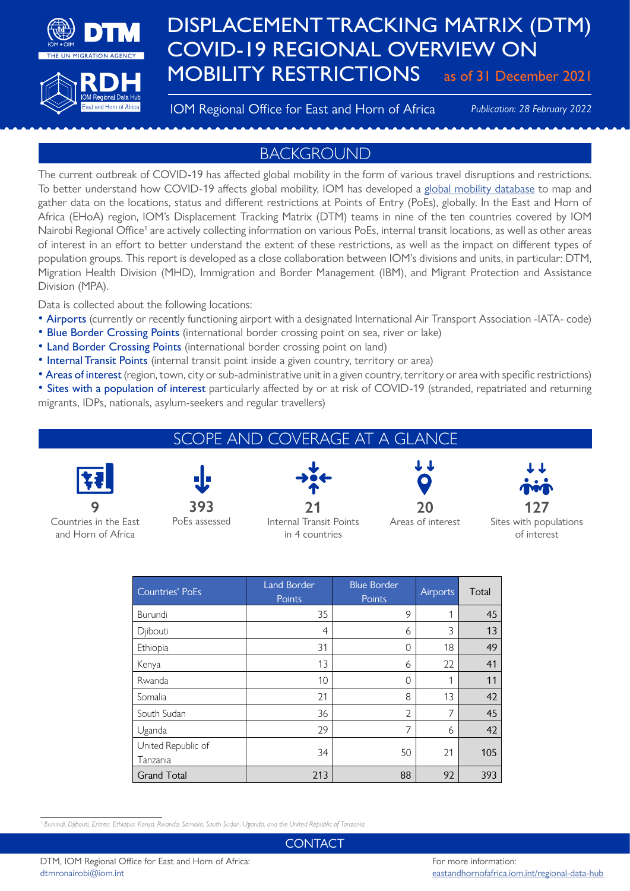# DISPLACEMENT TRACKING MATRIX (DTM) COVID-19 REGIONAL OVERVIEW ON MOBILITY RESTRICTIONS as of 31 December 2021

IOM Regional Office for East and Horn of Africa

*Publication: 28 February 2022*

## BACKGROUND

The current outbreak of COVID-19 has affected global mobility in the form of various travel disruptions and restrictions. To better understand how COVID-19 affects global mobility, IOM has developed a global mobility database to map and gather data on the locations, status and different restrictions at Points of Entry (PoEs), globally. In the East and Horn of Africa (EHoA) region, IOM's Displacement Tracking Matrix (DTM) teams in nine of the ten countries covered by IOM Nairobi Regional Office[1] are actively collecting information on various PoEs, internal transit locations, as well as other areas of interest in an effort to better understand the extent of these restrictions, as well as the impact on different types of population groups. This report is developed as a close collaboration between IOM's divisions and units, in particular: DTM, Migration Health Division (MHD), Immigration and Border Management (IBM), and Migrant Protection and Assistance Division (MPA).

Data is collected about the following locations:

- **Airports** (currently or recently functioning airport with a designated International Air Transport Association -IATA- code)
- **Blue Border Crossing Points** (international border crossing point on sea, river or lake)
- **Land Border Crossing Points** (international border crossing point on land)
- **Internal Transit Points** (internal transit point inside a given country, territory or area)
- **Areas of interest** (region, town, city or sub-administrative unit in a given country, territory or area with specific restrictions)
- **Sites with a population of interest** particularly affected by or at risk of COVID-19 (stranded, repatriated and returning migrants, IDPs, nationals, asylum-seekers and regular travellers)

## SCOPE AND COVERAGE AT A GLANCE

**9** Countries in the East and Horn of Africa

**393** PoEs assessed

**21** Internal Transit Points in 4 countries

**20** Areas of interest

**127** Sites with populations of interest

| Countries' PoEs | Land Border Points | Blue Border Points | Airports | Total |
|---|---|---|---|---|
| Burundi | 35 | 9 | 1 | 45 |
| Djibouti | 4 | 6 | 3 | 13 |
| Ethiopia | 31 | 0 | 18 | 49 |
| Kenya | 13 | 6 | 22 | 41 |
| Rwanda | 10 | 0 | 1 | 11 |
| Somalia | 21 | 8 | 13 | 42 |
| South Sudan | 36 | 2 | 7 | 45 |
| Uganda | 29 | 7 | 6 | 42 |
| United Republic of Tanzania | 34 | 50 | 21 | 105 |
| Grand Total | 213 | 88 | 92 | 393 |

[1] Burundi, Djibouti, Eritrea, Ethiopia, Kenya, Rwanda, Somalia, South Sudan, Uganda, and the United Republic of Tanzania.

## CONTACT

DTM, IOM Regional Office for East and Horn of Africa: dtmronairobi@iom.int

For more information: eastandhornofafrica.iom.int/regional-data-hub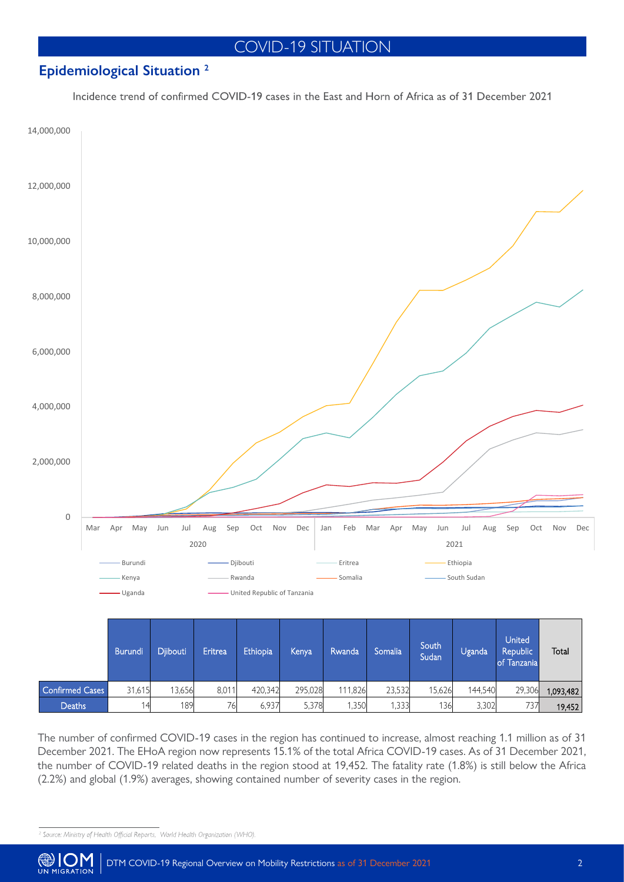# COVID-19 SITUATION

## Epidemiological Situation [2]

Incidence trend of confirmed COVID-19 cases in the East and Horn of Africa as of 31 December 2021

| | Burundi | Djibouti | Eritrea | Ethiopia | Kenya | Rwanda | Somalia | South Sudan | Uganda | United Republic of Tanzania | Total |
|---|---|---|---|---|---|---|---|---|---|---|---|
| Confirmed Cases | 31,615 | 13,656 | 8,011 | 420,342 | 295,028 | 111,826 | 23,532 | 15,626 | 144,540 | 29,306 | 1,093,482 |
| Deaths | 14 | 189 | 76 | 6,937 | 5,378 | 1,350 | 1,333 | 136 | 3,302 | 737 | 19,452 |

The number of confirmed COVID-19 cases in the region has continued to increase, almost reaching 1.1 million as of 31 December 2021. The EHoA region now represents 15.1% of the total Africa COVID-19 cases. As of 31 December 2021, the number of COVID-19 related deaths in the region stood at 19,452. The fatality rate (1.8%) is still below the Africa (2.2%) and global (1.9%) averages, showing contained number of severity cases in the region.

[2] Source: Ministry of Health Official Reports, World Health Organization (WHO).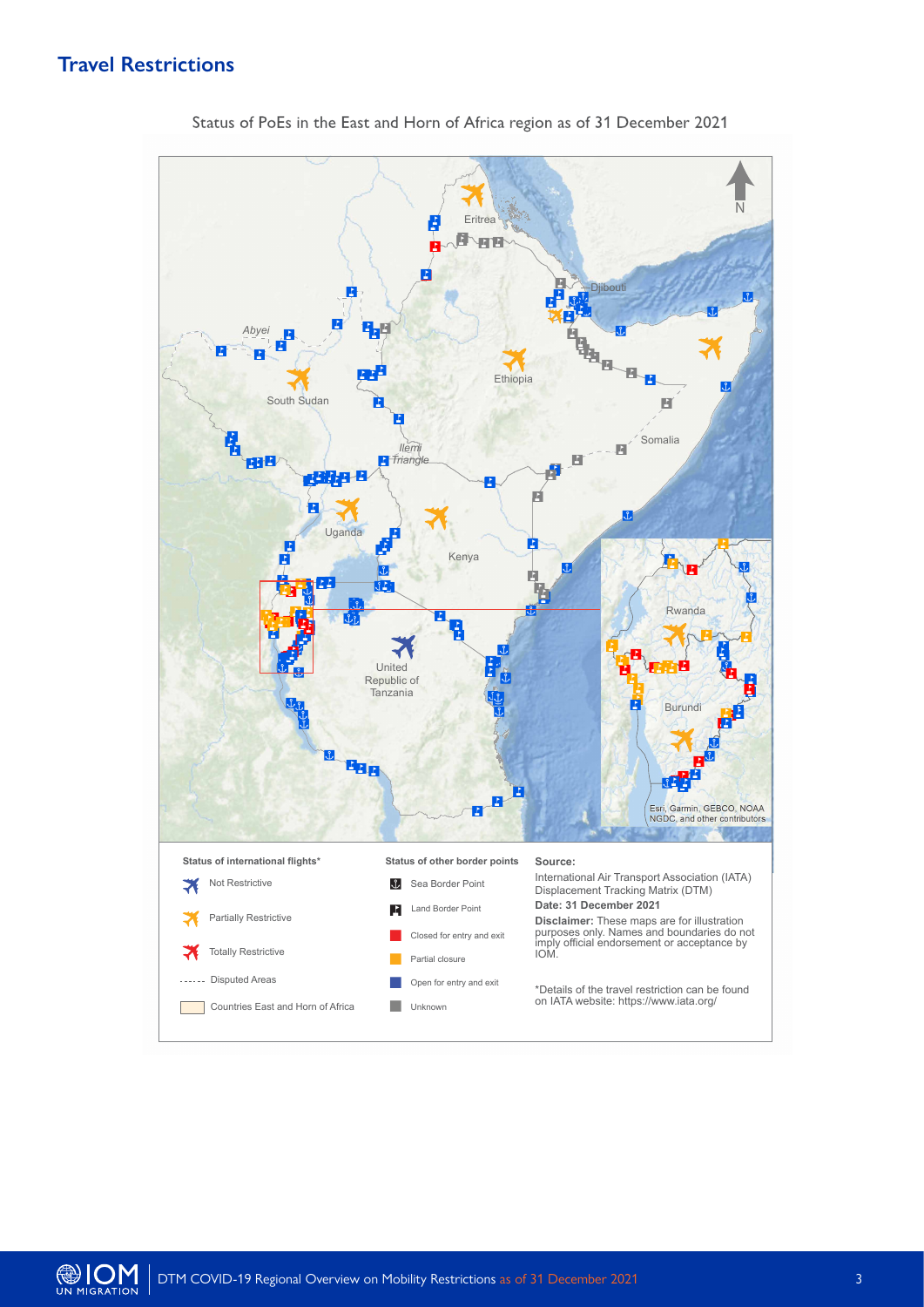## Travel Restrictions

Status of PoEs in the East and Horn of Africa region as of 31 December 2021

N

Eritrea

Djibouti

Abyei

Ethiopia

South Sudan

Somalia

Ilemi Triangle

Uganda

Kenya

Rwanda

United Republic of Tanzania

Burundi

Esri, Garmin, GEBCO, NOAA NGDC, and other contributors

**Status of international flights***

- Not Restrictive
- Partially Restrictive
- Totally Restrictive
- Disputed Areas
- Countries East and Horn of Africa

**Status of other border points**

- Sea Border Point
- Land Border Point
- Closed for entry and exit
- Partial closure
- Open for entry and exit
- Unknown

**Source:**

International Air Transport Association (IATA)
Displacement Tracking Matrix (DTM)

**Date: 31 December 2021**

**Disclaimer:** These maps are for illustration purposes only. Names and boundaries do not imply official endorsement or acceptance by IOM.

*Details of the travel restriction can be found on IATA website: https://www.iata.org/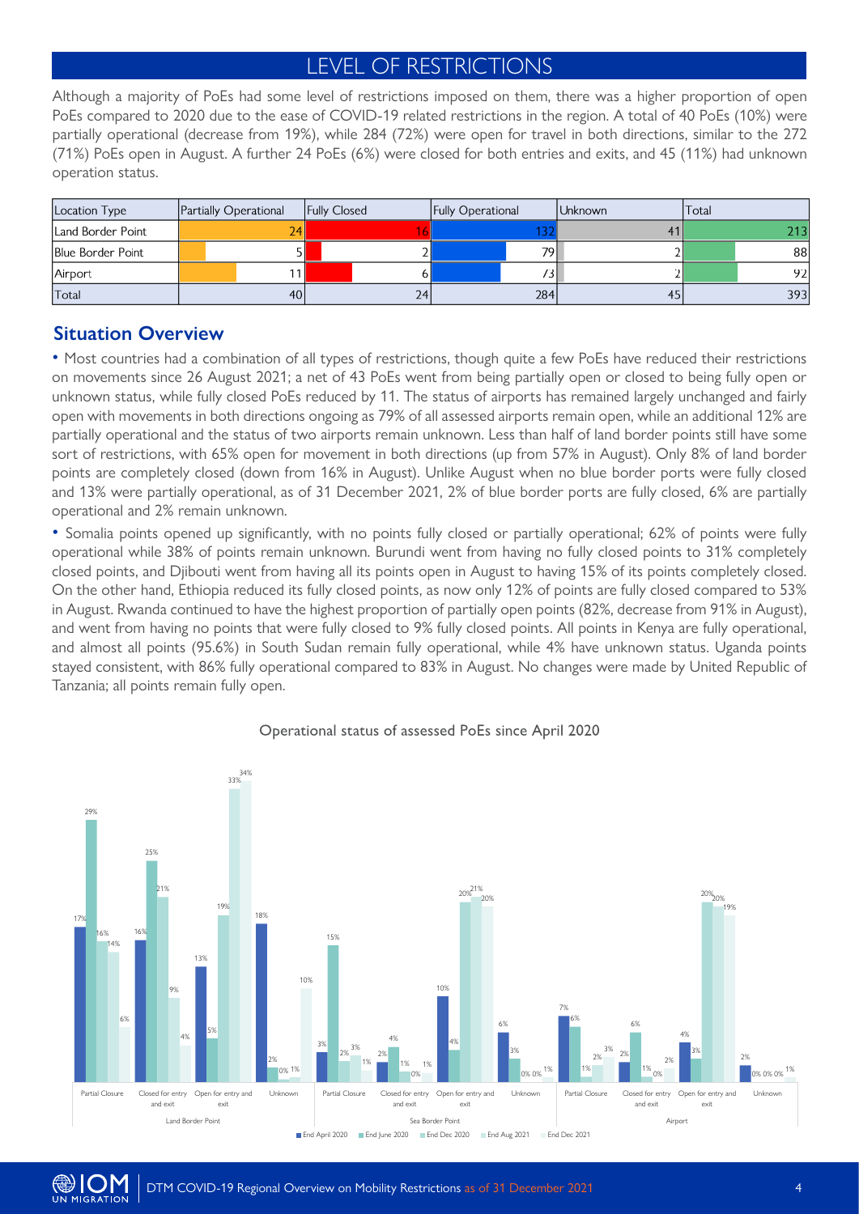# LEVEL OF RESTRICTIONS

Although a majority of PoEs had some level of restrictions imposed on them, there was a higher proportion of open PoEs compared to 2020 due to the ease of COVID-19 related restrictions in the region. A total of 40 PoEs (10%) were partially operational (decrease from 19%), while 284 (72%) were open for travel in both directions, similar to the 272 (71%) PoEs open in August. A further 24 PoEs (6%) were closed for both entries and exits, and 45 (11%) had unknown operation status.

| Location Type | Partially Operational | Fully Closed | Fully Operational | Unknown | Total |
|---|---|---|---|---|---|
| Land Border Point | 24 | 16 | 132 | 41 | 213 |
| Blue Border Point | 5 | 2 | 79 | 2 | 88 |
| Airport | 11 | 6 | 73 | 2 | 92 |
| Total | 40 | 24 | 284 | 45 | 393 |

## Situation Overview

- Most countries had a combination of all types of restrictions, though quite a few PoEs have reduced their restrictions on movements since 26 August 2021; a net of 43 PoEs went from being partially open or closed to being fully open or unknown status, while fully closed PoEs reduced by 11. The status of airports has remained largely unchanged and fairly open with movements in both directions ongoing as 79% of all assessed airports remain open, while an additional 12% are partially operational and the status of two airports remain unknown. Less than half of land border points still have some sort of restrictions, with 65% open for movement in both directions (up from 57% in August). Only 8% of land border points are completely closed (down from 16% in August). Unlike August when no blue border ports were fully closed and 13% were partially operational, as of 31 December 2021, 2% of blue border ports are fully closed, 6% are partially operational and 2% remain unknown.
- Somalia points opened up significantly, with no points fully closed or partially operational; 62% of points were fully operational while 38% of points remain unknown. Burundi went from having no fully closed points to 31% completely closed points, and Djibouti went from having all its points open in August to having 15% of its points completely closed. On the other hand, Ethiopia reduced its fully closed points, as now only 12% of points are fully closed compared to 53% in August. Rwanda continued to have the highest proportion of partially open points (82%, decrease from 91% in August), and went from having no points that were fully closed to 9% fully closed points. All points in Kenya are fully operational, and almost all points (95.6%) in South Sudan remain fully operational, while 4% have unknown status. Uganda points stayed consistent, with 86% fully operational compared to 83% in August. No changes were made by United Republic of Tanzania; all points remain fully open.

Operational status of assessed PoEs since April 2020

| Location | Status | End April 2020 | End June 2020 | End Dec 2020 | End Aug 2021 | End Dec 2021 |
|---|---|---|---|---|---|---|
| Land Border Point | Partial Closure | 17% | 29% | 16% | 14% | 6% |
| Land Border Point | Closed for entry and exit | 16% | 25% | 21% | 9% | 4% |
| Land Border Point | Open for entry and exit | 13% | 5% | 19% | 33% | 34% |
| Land Border Point | Unknown | 18% | 2% | 0% | 1% | 10% |
| Sea Border Point | Partial Closure | 3% | 15% | 2% | 3% | 1% |
| Sea Border Point | Closed for entry and exit | 2% | 4% | 1% | 0% | 1% |
| Sea Border Point | Open for entry and exit | 10% | 4% | 20% | 21% | 20% |
| Sea Border Point | Unknown | 6% | 3% | 0% | 0% | 1% |
| Airport | Partial Closure | 7% | 6% | 1% | 2% | 3% |
| Airport | Closed for entry and exit | 2% | 6% | 1% | 0% | 2% |
| Airport | Open for entry and exit | 4% | 3% | 20% | 20% | 19% |
| Airport | Unknown | 2% | 0% | 0% | 0% | 1% |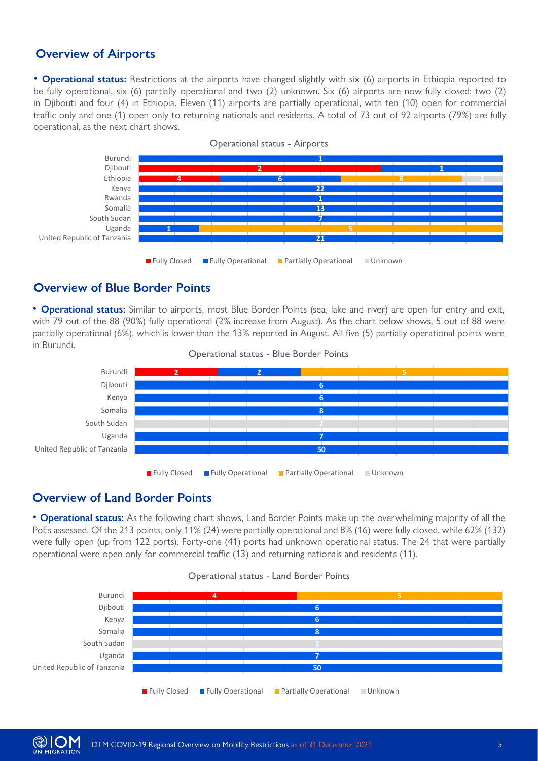## Overview of Airports

**• Operational status:** Restrictions at the airports have changed slightly with six (6) airports in Ethiopia reported to be fully operational, six (6) partially operational and two (2) unknown. Six (6) airports are now fully closed: two (2) in Djibouti and four (4) in Ethiopia. Eleven (11) airports are partially operational, with ten (10) open for commercial traffic only and one (1) open only to returning nationals and residents. A total of 73 out of 92 airports (79%) are fully operational, as the next chart shows.

Operational status - Airports

| Country | Fully Closed | Fully Operational | Partially Operational | Unknown |
|---|---|---|---|---|
| Burundi | | 1 | | |
| Djibouti | 2 | 1 | | |
| Ethiopia | 4 | 6 | 6 | 2 |
| Kenya | | 22 | | |
| Rwanda | | 1 | | |
| Somalia | | 13 | | |
| South Sudan | | 7 | | |
| Uganda | | 1 | 5 | |
| United Republic of Tanzania | | 21 | | |

## Overview of Blue Border Points

**• Operational status:** Similar to airports, most Blue Border Points (sea, lake and river) are open for entry and exit, with 79 out of the 88 (90%) fully operational (2% increase from August). As the chart below shows, 5 out of 88 were partially operational (6%), which is lower than the 13% reported in August. All five (5) partially operational points were in Burundi.

Operational status - Blue Border Points

| Country | Fully Closed | Fully Operational | Partially Operational | Unknown |
|---|---|---|---|---|
| Burundi | 2 | 2 | 5 | |
| Djibouti | | 6 | | |
| Kenya | | 6 | | |
| Somalia | | 8 | | |
| South Sudan | | | | 2 |
| Uganda | | 7 | | |
| United Republic of Tanzania | | 50 | | |

## Overview of Land Border Points

**• Operational status:** As the following chart shows, Land Border Points make up the overwhelming majority of all the PoEs assessed. Of the 213 points, only 11% (24) were partially operational and 8% (16) were fully closed, while 62% (132) were fully open (up from 122 ports). Forty-one (41) ports had unknown operational status. The 24 that were partially operational were open only for commercial traffic (13) and returning nationals and residents (11).

Operational status - Land Border Points

| Country | Fully Closed | Fully Operational | Partially Operational | Unknown |
|---|---|---|---|---|
| Burundi | 4 | | 5 | |
| Djibouti | | 6 | | |
| Kenya | | 6 | | |
| Somalia | | 8 | | |
| South Sudan | | | | 2 |
| Uganda | | 7 | | |
| United Republic of Tanzania | | 50 | | |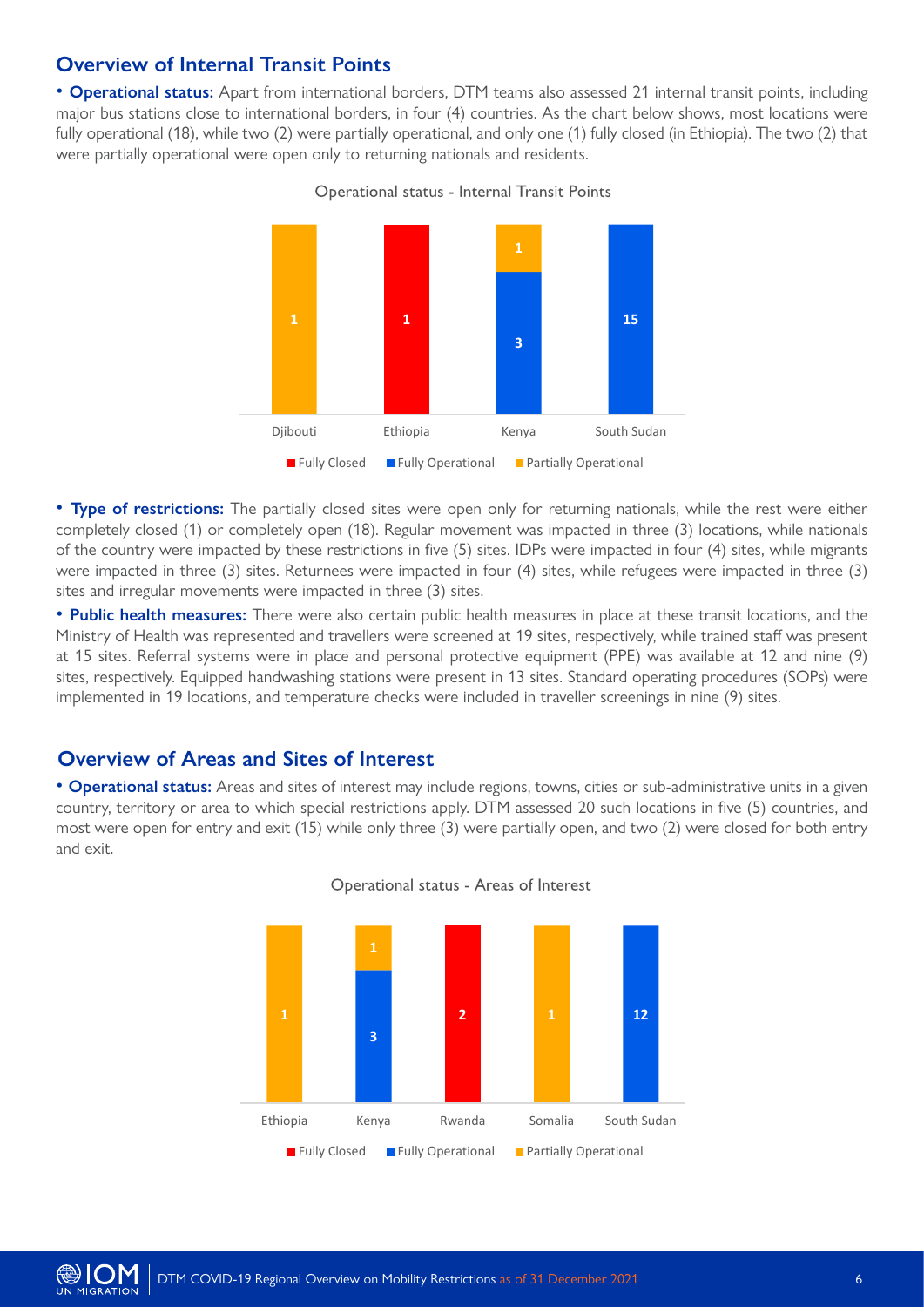## Overview of Internal Transit Points

• **Operational status:** Apart from international borders, DTM teams also assessed 21 internal transit points, including major bus stations close to international borders, in four (4) countries. As the chart below shows, most locations were fully operational (18), while two (2) were partially operational, and only one (1) fully closed (in Ethiopia). The two (2) that were partially operational were open only to returning nationals and residents.

Operational status - Internal Transit Points

| Country | Fully Closed | Fully Operational | Partially Operational |
|---|---|---|---|
| Djibouti | | | 1 |
| Ethiopia | 1 | | |
| Kenya | | 3 | 1 |
| South Sudan | | 15 | |

• **Type of restrictions:** The partially closed sites were open only for returning nationals, while the rest were either completely closed (1) or completely open (18). Regular movement was impacted in three (3) locations, while nationals of the country were impacted by these restrictions in five (5) sites. IDPs were impacted in four (4) sites, while migrants were impacted in three (3) sites. Returnees were impacted in four (4) sites, while refugees were impacted in three (3) sites and irregular movements were impacted in three (3) sites.

• **Public health measures:** There were also certain public health measures in place at these transit locations, and the Ministry of Health was represented and travellers were screened at 19 sites, respectively, while trained staff was present at 15 sites. Referral systems were in place and personal protective equipment (PPE) was available at 12 and nine (9) sites, respectively. Equipped handwashing stations were present in 13 sites. Standard operating procedures (SOPs) were implemented in 19 locations, and temperature checks were included in traveller screenings in nine (9) sites.

## Overview of Areas and Sites of Interest

• **Operational status:** Areas and sites of interest may include regions, towns, cities or sub-administrative units in a given country, territory or area to which special restrictions apply. DTM assessed 20 such locations in five (5) countries, and most were open for entry and exit (15) while only three (3) were partially open, and two (2) were closed for both entry and exit.

Operational status - Areas of Interest

| Country | Fully Closed | Fully Operational | Partially Operational |
|---|---|---|---|
| Ethiopia | | | 1 |
| Kenya | | 3 | 1 |
| Rwanda | 2 | | |
| Somalia | | | 1 |
| South Sudan | | 12 | |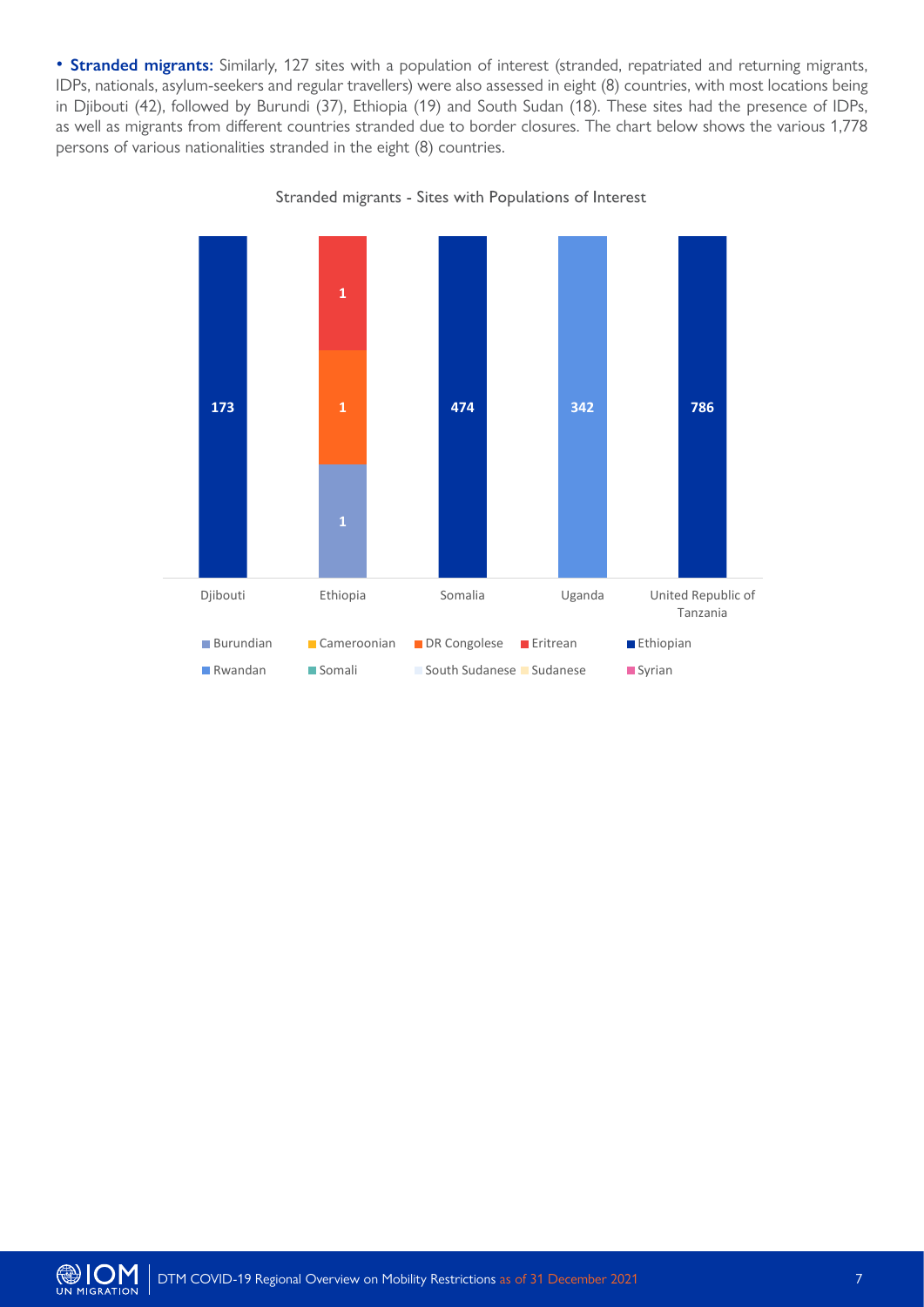**• Stranded migrants:** Similarly, 127 sites with a population of interest (stranded, repatriated and returning migrants, IDPs, nationals, asylum-seekers and regular travellers) were also assessed in eight (8) countries, with most locations being in Djibouti (42), followed by Burundi (37), Ethiopia (19) and South Sudan (18). These sites had the presence of IDPs, as well as migrants from different countries stranded due to border closures. The chart below shows the various 1,778 persons of various nationalities stranded in the eight (8) countries.

Stranded migrants - Sites with Populations of Interest

Djibouti: 173
Ethiopia: 1, 1, 1
Somalia: 474
Uganda: 342
United Republic of Tanzania: 786

Burundian, Cameroonian, DR Congolese, Eritrean, Ethiopian, Rwandan, Somali, South Sudanese, Sudanese, Syrian